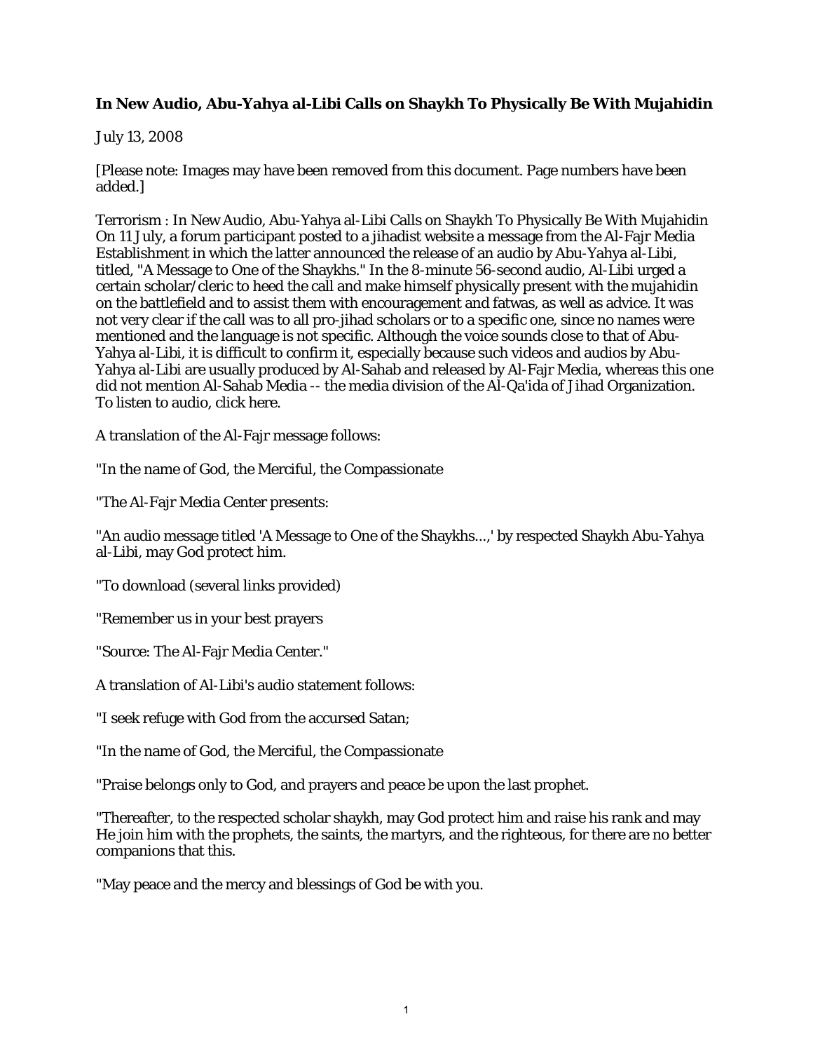**In New Audio, Abu-Yahya al-Libi Calls on Shaykh To Physically Be With Mujahidin**

July 13, 2008

[Please note: Images may have been removed from this document. Page numbers have been added.]

Terrorism : In New Audio, Abu-Yahya al-Libi Calls on Shaykh To Physically Be With Mujahidin On 11 July, a forum participant posted to a jihadist website a message from the Al-Fajr Media Establishment in which the latter announced the release of an audio by Abu-Yahya al-Libi, titled, "A Message to One of the Shaykhs." In the 8-minute 56-second audio, Al-Libi urged a certain scholar/cleric to heed the call and make himself physically present with the mujahidin on the battlefield and to assist them with encouragement and fatwas, as well as advice. It was not very clear if the call was to all pro-jihad scholars or to a specific one, since no names were mentioned and the language is not specific. Although the voice sounds close to that of Abu-Yahya al-Libi, it is difficult to confirm it, especially because such videos and audios by Abu-Yahya al-Libi are usually produced by Al-Sahab and released by Al-Fajr Media, whereas this one did not mention Al-Sahab Media -- the media division of the Al-Qa'ida of Jihad Organization. To listen to audio, click here.

A translation of the Al-Fajr message follows:

"In the name of God, the Merciful, the Compassionate

"The Al-Fajr Media Center presents:

"An audio message titled 'A Message to One of the Shaykhs...,' by respected Shaykh Abu-Yahya al-Libi, may God protect him.

"To download (several links provided)

"Remember us in your best prayers

"Source: The Al-Fajr Media Center."

A translation of Al-Libi's audio statement follows:

"I seek refuge with God from the accursed Satan;

"In the name of God, the Merciful, the Compassionate

"Praise belongs only to God, and prayers and peace be upon the last prophet.

"Thereafter, to the respected scholar shaykh, may God protect him and raise his rank and may He join him with the prophets, the saints, the martyrs, and the righteous, for there are no better companions that this.

"May peace and the mercy and blessings of God be with you.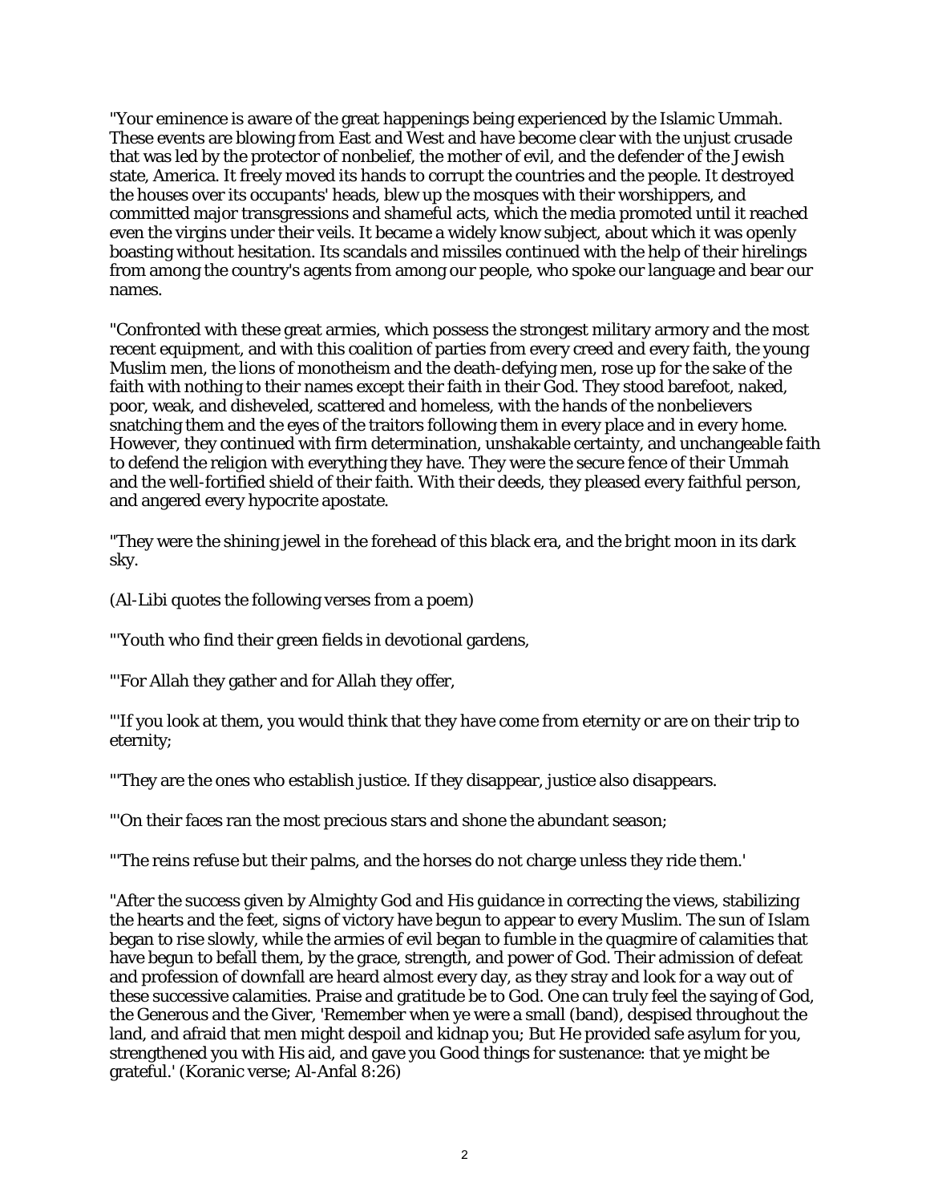"Your eminence is aware of the great happenings being experienced by the Islamic Ummah. These events are blowing from East and West and have become clear with the unjust crusade that was led by the protector of nonbelief, the mother of evil, and the defender of the Jewish state, America. It freely moved its hands to corrupt the countries and the people. It destroyed the houses over its occupants' heads, blew up the mosques with their worshippers, and committed major transgressions and shameful acts, which the media promoted until it reached even the virgins under their veils. It became a widely know subject, about which it was openly boasting without hesitation. Its scandals and missiles continued with the help of their hirelings from among the country's agents from among our people, who spoke our language and bear our names.

"Confronted with these great armies, which possess the strongest military armory and the most recent equipment, and with this coalition of parties from every creed and every faith, the young Muslim men, the lions of monotheism and the death-defying men, rose up for the sake of the faith with nothing to their names except their faith in their God. They stood barefoot, naked, poor, weak, and disheveled, scattered and homeless, with the hands of the nonbelievers snatching them and the eyes of the traitors following them in every place and in every home. However, they continued with firm determination, unshakable certainty, and unchangeable faith to defend the religion with everything they have. They were the secure fence of their Ummah and the well-fortified shield of their faith. With their deeds, they pleased every faithful person, and angered every hypocrite apostate.

"They were the shining jewel in the forehead of this black era, and the bright moon in its dark sky.

(Al-Libi quotes the following verses from a poem)

"'Youth who find their green fields in devotional gardens,

"'For Allah they gather and for Allah they offer,

"'If you look at them, you would think that they have come from eternity or are on their trip to eternity;

"'They are the ones who establish justice. If they disappear, justice also disappears.

"'On their faces ran the most precious stars and shone the abundant season;

"'The reins refuse but their palms, and the horses do not charge unless they ride them.'

"After the success given by Almighty God and His guidance in correcting the views, stabilizing the hearts and the feet, signs of victory have begun to appear to every Muslim. The sun of Islam began to rise slowly, while the armies of evil began to fumble in the quagmire of calamities that have begun to befall them, by the grace, strength, and power of God. Their admission of defeat and profession of downfall are heard almost every day, as they stray and look for a way out of these successive calamities. Praise and gratitude be to God. One can truly feel the saying of God, the Generous and the Giver, 'Remember when ye were a small (band), despised throughout the land, and afraid that men might despoil and kidnap you; But He provided safe asylum for you, strengthened you with His aid, and gave you Good things for sustenance: that ye might be grateful.' (Koranic verse; Al-Anfal 8:26)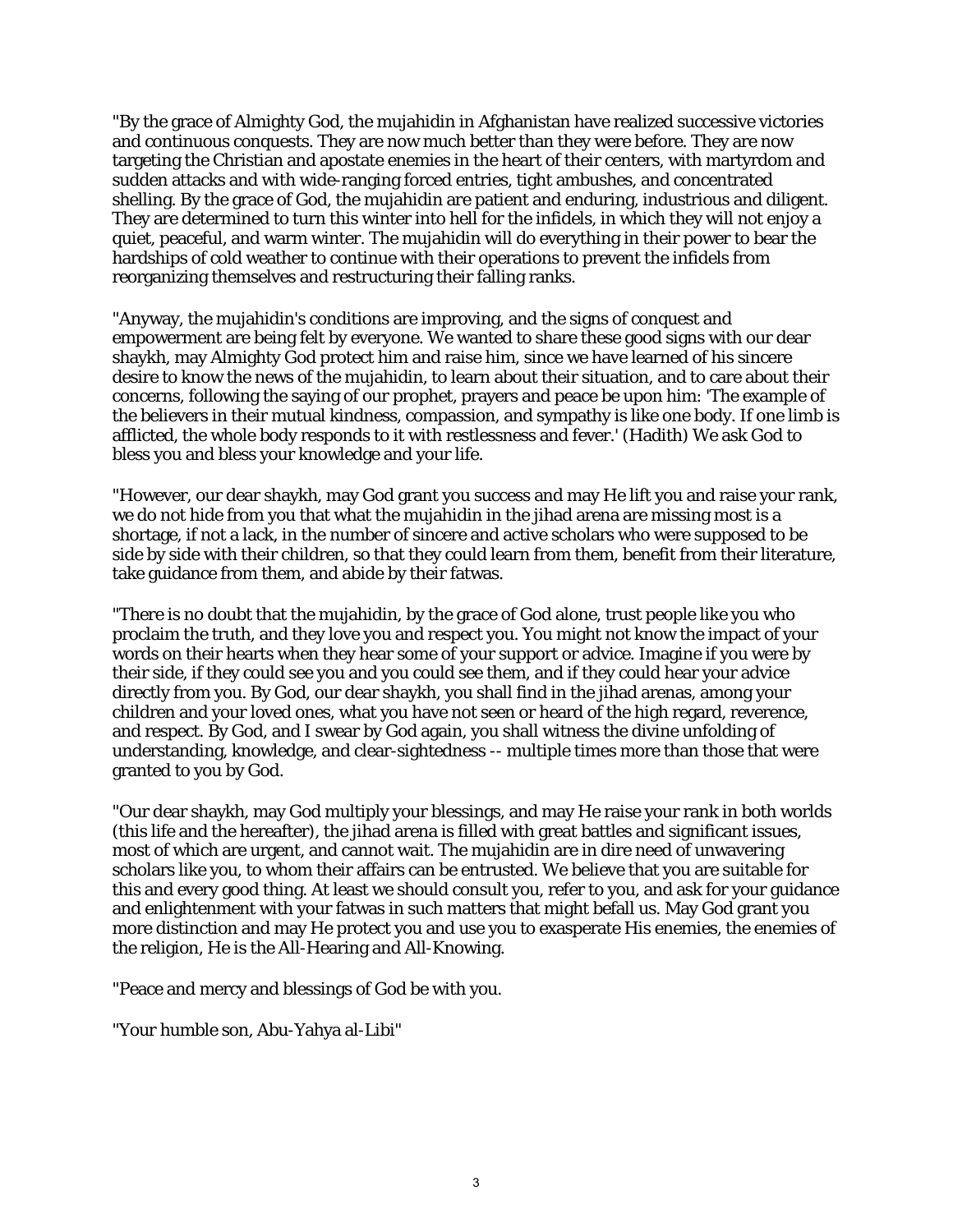"By the grace of Almighty God, the mujahidin in Afghanistan have realized successive victories and continuous conquests. They are now much better than they were before. They are now targeting the Christian and apostate enemies in the heart of their centers, with martyrdom and sudden attacks and with wide-ranging forced entries, tight ambushes, and concentrated shelling. By the grace of God, the mujahidin are patient and enduring, industrious and diligent. They are determined to turn this winter into hell for the infidels, in which they will not enjoy a quiet, peaceful, and warm winter. The mujahidin will do everything in their power to bear the hardships of cold weather to continue with their operations to prevent the infidels from reorganizing themselves and restructuring their falling ranks.

"Anyway, the mujahidin's conditions are improving, and the signs of conquest and empowerment are being felt by everyone. We wanted to share these good signs with our dear shaykh, may Almighty God protect him and raise him, since we have learned of his sincere desire to know the news of the mujahidin, to learn about their situation, and to care about their concerns, following the saying of our prophet, prayers and peace be upon him: 'The example of the believers in their mutual kindness, compassion, and sympathy is like one body. If one limb is afflicted, the whole body responds to it with restlessness and fever.' (Hadith) We ask God to bless you and bless your knowledge and your life.

"However, our dear shaykh, may God grant you success and may He lift you and raise your rank, we do not hide from you that what the mujahidin in the jihad arena are missing most is a shortage, if not a lack, in the number of sincere and active scholars who were supposed to be side by side with their children, so that they could learn from them, benefit from their literature, take guidance from them, and abide by their fatwas.

"There is no doubt that the mujahidin, by the grace of God alone, trust people like you who proclaim the truth, and they love you and respect you. You might not know the impact of your words on their hearts when they hear some of your support or advice. Imagine if you were by their side, if they could see you and you could see them, and if they could hear your advice directly from you. By God, our dear shaykh, you shall find in the jihad arenas, among your children and your loved ones, what you have not seen or heard of the high regard, reverence, and respect. By God, and I swear by God again, you shall witness the divine unfolding of understanding, knowledge, and clear-sightedness -- multiple times more than those that were granted to you by God.

"Our dear shaykh, may God multiply your blessings, and may He raise your rank in both worlds (this life and the hereafter), the jihad arena is filled with great battles and significant issues, most of which are urgent, and cannot wait. The mujahidin are in dire need of unwavering scholars like you, to whom their affairs can be entrusted. We believe that you are suitable for this and every good thing. At least we should consult you, refer to you, and ask for your guidance and enlightenment with your fatwas in such matters that might befall us. May God grant you more distinction and may He protect you and use you to exasperate His enemies, the enemies of the religion, He is the All-Hearing and All-Knowing.

"Peace and mercy and blessings of God be with you.

"Your humble son, Abu-Yahya al-Libi"